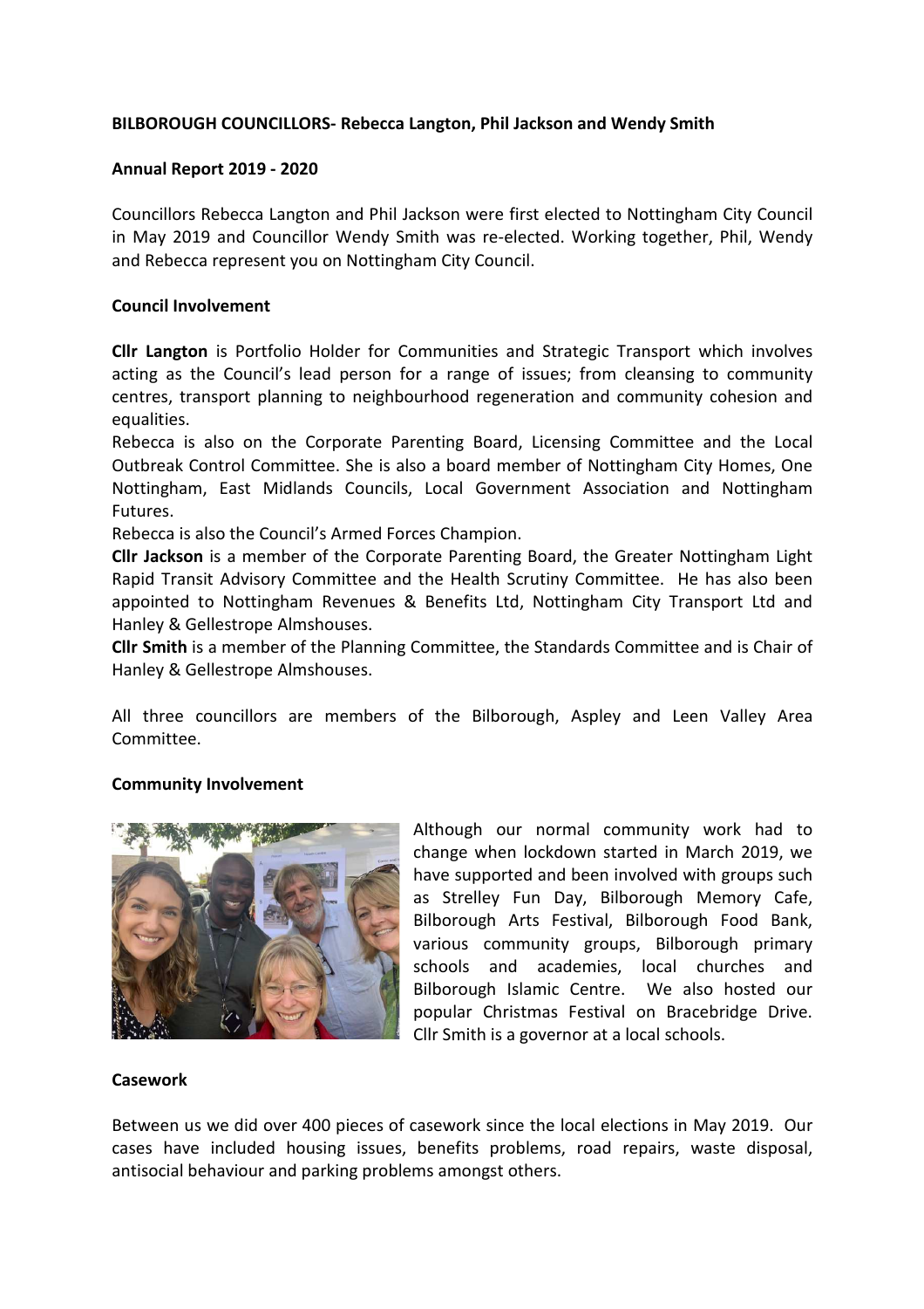**BILBOROUGH COUNCILLORS- Rebecca Langton, Phil Jackson and Wendy Smith**

**Annual Report 2019 - 2020**

Councillors Rebecca Langton and Phil Jackson were first elected to Nottingham City Council in May 2019 and Councillor Wendy Smith was re-elected. Working together, Phil, Wendy and Rebecca represent you on Nottingham City Council.

**Council Involvement**

**Cllr Langton** is Portfolio Holder for Communities and Strategic Transport which involves acting as the Council's lead person for a range of issues; from cleansing to community centres, transport planning to neighbourhood regeneration and community cohesion and equalities.
Rebecca is also on the Corporate Parenting Board, Licensing Committee and the Local Outbreak Control Committee. She is also a board member of Nottingham City Homes, One Nottingham, East Midlands Councils, Local Government Association and Nottingham Futures.
Rebecca is also the Council's Armed Forces Champion.
**Cllr Jackson** is a member of the Corporate Parenting Board, the Greater Nottingham Light Rapid Transit Advisory Committee and the Health Scrutiny Committee. He has also been appointed to Nottingham Revenues & Benefits Ltd, Nottingham City Transport Ltd and Hanley & Gellestrope Almshouses.
**Cllr Smith** is a member of the Planning Committee, the Standards Committee and is Chair of Hanley & Gellestrope Almshouses.

All three councillors are members of the Bilborough, Aspley and Leen Valley Area Committee.

**Community Involvement**

Although our normal community work had to change when lockdown started in March 2019, we have supported and been involved with groups such as Strelley Fun Day, Bilborough Memory Cafe, Bilborough Arts Festival, Bilborough Food Bank, various community groups, Bilborough primary schools and academies, local churches and Bilborough Islamic Centre. We also hosted our popular Christmas Festival on Bracebridge Drive. Cllr Smith is a governor at a local schools.

**Casework**

Between us we did over 400 pieces of casework since the local elections in May 2019. Our cases have included housing issues, benefits problems, road repairs, waste disposal, antisocial behaviour and parking problems amongst others.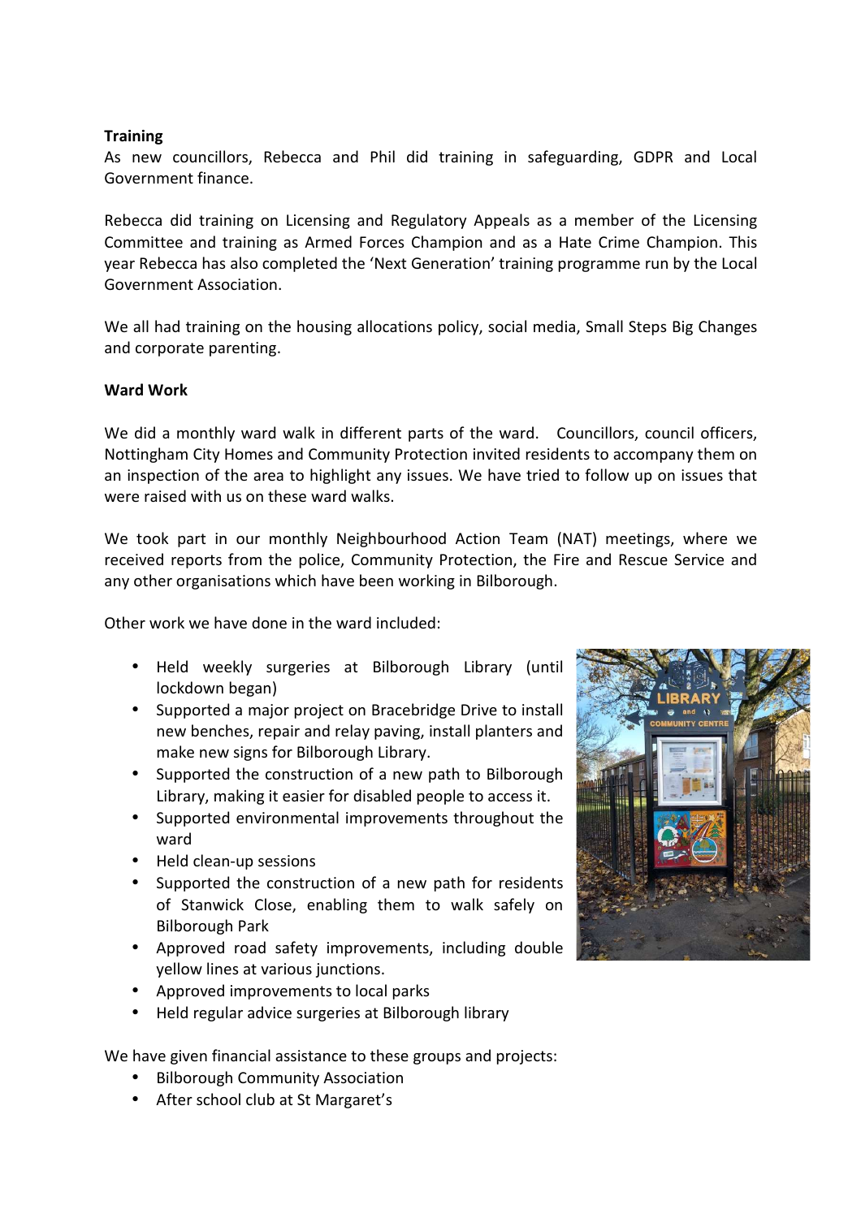**Training**

As new councillors, Rebecca and Phil did training in safeguarding, GDPR and Local Government finance.

Rebecca did training on Licensing and Regulatory Appeals as a member of the Licensing Committee and training as Armed Forces Champion and as a Hate Crime Champion. This year Rebecca has also completed the 'Next Generation' training programme run by the Local Government Association.

We all had training on the housing allocations policy, social media, Small Steps Big Changes and corporate parenting.

**Ward Work**

We did a monthly ward walk in different parts of the ward. Councillors, council officers, Nottingham City Homes and Community Protection invited residents to accompany them on an inspection of the area to highlight any issues. We have tried to follow up on issues that were raised with us on these ward walks.

We took part in our monthly Neighbourhood Action Team (NAT) meetings, where we received reports from the police, Community Protection, the Fire and Rescue Service and any other organisations which have been working in Bilborough.

Other work we have done in the ward included:

- Held weekly surgeries at Bilborough Library (until lockdown began)
- Supported a major project on Bracebridge Drive to install new benches, repair and relay paving, install planters and make new signs for Bilborough Library.
- Supported the construction of a new path to Bilborough Library, making it easier for disabled people to access it.
- Supported environmental improvements throughout the ward
- Held clean-up sessions
- Supported the construction of a new path for residents of Stanwick Close, enabling them to walk safely on Bilborough Park
- Approved road safety improvements, including double yellow lines at various junctions.
- Approved improvements to local parks
- Held regular advice surgeries at Bilborough library

We have given financial assistance to these groups and projects:

- Bilborough Community Association
- After school club at St Margaret's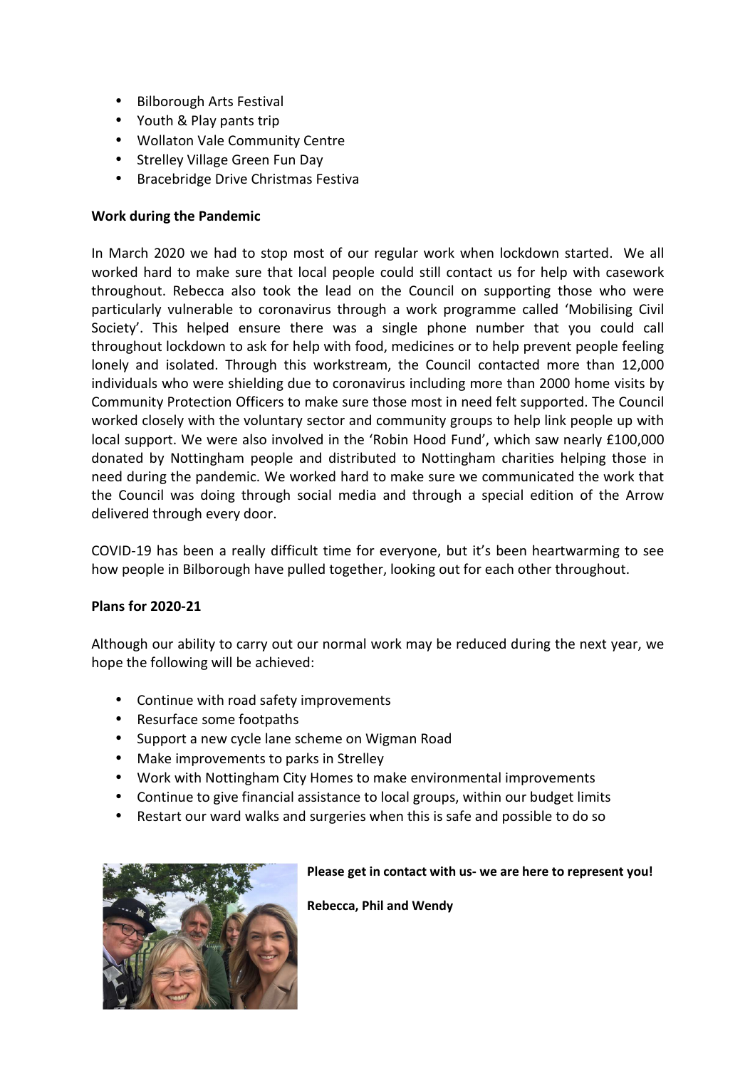- Bilborough Arts Festival
- Youth & Play pants trip
- Wollaton Vale Community Centre
- Strelley Village Green Fun Day
- Bracebridge Drive Christmas Festiva

**Work during the Pandemic**

In March 2020 we had to stop most of our regular work when lockdown started. We all worked hard to make sure that local people could still contact us for help with casework throughout. Rebecca also took the lead on the Council on supporting those who were particularly vulnerable to coronavirus through a work programme called 'Mobilising Civil Society'. This helped ensure there was a single phone number that you could call throughout lockdown to ask for help with food, medicines or to help prevent people feeling lonely and isolated. Through this workstream, the Council contacted more than 12,000 individuals who were shielding due to coronavirus including more than 2000 home visits by Community Protection Officers to make sure those most in need felt supported. The Council worked closely with the voluntary sector and community groups to help link people up with local support. We were also involved in the 'Robin Hood Fund', which saw nearly £100,000 donated by Nottingham people and distributed to Nottingham charities helping those in need during the pandemic. We worked hard to make sure we communicated the work that the Council was doing through social media and through a special edition of the Arrow delivered through every door.

COVID-19 has been a really difficult time for everyone, but it's been heartwarming to see how people in Bilborough have pulled together, looking out for each other throughout.

**Plans for 2020-21**

Although our ability to carry out our normal work may be reduced during the next year, we hope the following will be achieved:

- Continue with road safety improvements
- Resurface some footpaths
- Support a new cycle lane scheme on Wigman Road
- Make improvements to parks in Strelley
- Work with Nottingham City Homes to make environmental improvements
- Continue to give financial assistance to local groups, within our budget limits
- Restart our ward walks and surgeries when this is safe and possible to do so

**Please get in contact with us- we are here to represent you!**

**Rebecca, Phil and Wendy**